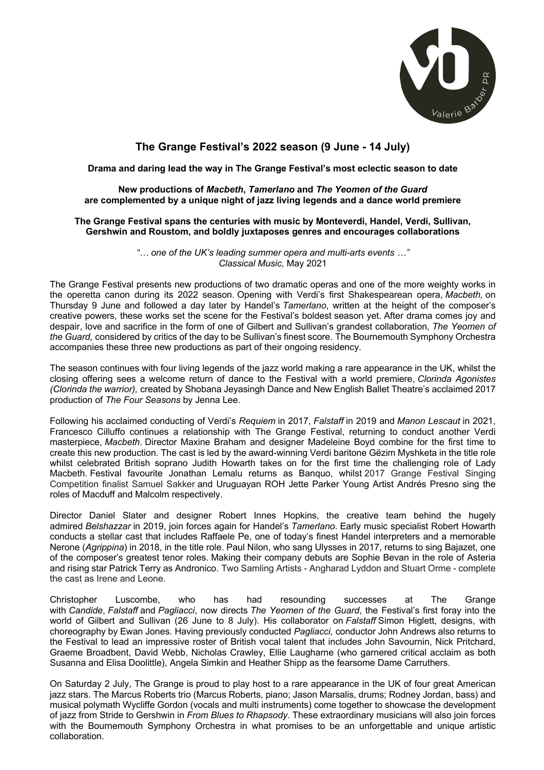# The Grange Festival's 2022 season (9 June - 14 July)

**Drama and daring lead the way in The Grange Festival's most eclectic season to date**

**New productions of *Macbeth*, *Tamerlano* and *The Yeomen of the Guard* are complemented by a unique night of jazz living legends and a dance world premiere**

**The Grange Festival spans the centuries with music by Monteverdi, Handel, Verdi, Sullivan, Gershwin and Roustom, and boldly juxtaposes genres and encourages collaborations**

*"… one of the UK's leading summer opera and multi-arts events …"*
*Classical Music,* May 2021

The Grange Festival presents new productions of two dramatic operas and one of the more weighty works in the operetta canon during its 2022 season. Opening with Verdi's first Shakespearean opera, *Macbeth,* on Thursday 9 June and followed a day later by Handel's *Tamerlano*, written at the height of the composer's creative powers, these works set the scene for the Festival's boldest season yet. After drama comes joy and despair, love and sacrifice in the form of one of Gilbert and Sullivan's grandest collaboration, *The Yeomen of the Guard,* considered by critics of the day to be Sullivan's finest score. The Bournemouth Symphony Orchestra accompanies these three new productions as part of their ongoing residency.

The season continues with four living legends of the jazz world making a rare appearance in the UK, whilst the closing offering sees a welcome return of dance to the Festival with a world premiere, *Clorinda Agonistes (Clorinda the warrior),* created by Shobana Jeyasingh Dance and New English Ballet Theatre's acclaimed 2017 production of *The Four Seasons* by Jenna Lee.

Following his acclaimed conducting of Verdi's *Requiem* in 2017, *Falstaff* in 2019 and *Manon Lescaut* in 2021, Francesco Cilluffo continues a relationship with The Grange Festival, returning to conduct another Verdi masterpiece, *Macbeth*. Director Maxine Braham and designer Madeleine Boyd combine for the first time to create this new production. The cast is led by the award-winning Verdi baritone Gëzim Myshketa in the title role whilst celebrated British soprano Judith Howarth takes on for the first time the challenging role of Lady Macbeth. Festival favourite Jonathan Lemalu returns as Banquo, whilst 2017 Grange Festival Singing Competition finalist Samuel Sakker and Uruguayan ROH Jette Parker Young Artist Andrés Presno sing the roles of Macduff and Malcolm respectively.

Director Daniel Slater and designer Robert Innes Hopkins, the creative team behind the hugely admired *Belshazzar* in 2019, join forces again for Handel's *Tamerlano*. Early music specialist Robert Howarth conducts a stellar cast that includes Raffaele Pe, one of today's finest Handel interpreters and a memorable Nerone (*Agrippina*) in 2018, in the title role. Paul Nilon, who sang Ulysses in 2017, returns to sing Bajazet, one of the composer's greatest tenor roles. Making their company debuts are Sophie Bevan in the role of Asteria and rising star Patrick Terry as Andronico. Two Samling Artists - Angharad Lyddon and Stuart Orme - complete the cast as Irene and Leone.

Christopher Luscombe, who has had resounding successes at The Grange with *Candide*, *Falstaff* and *Pagliacci*, now directs *The Yeomen of the Guard*, the Festival's first foray into the world of Gilbert and Sullivan (26 June to 8 July). His collaborator on *Falstaff* Simon Higlett, designs, with choreography by Ewan Jones. Having previously conducted *Pagliacci,* conductor John Andrews also returns to the Festival to lead an impressive roster of British vocal talent that includes John Savournin, Nick Pritchard, Graeme Broadbent, David Webb, Nicholas Crawley, Ellie Laugharne (who garnered critical acclaim as both Susanna and Elisa Doolittle), Angela Simkin and Heather Shipp as the fearsome Dame Carruthers.

On Saturday 2 July, The Grange is proud to play host to a rare appearance in the UK of four great American jazz stars. The Marcus Roberts trio (Marcus Roberts, piano; Jason Marsalis, drums; Rodney Jordan, bass) and musical polymath Wycliffe Gordon (vocals and multi instruments) come together to showcase the development of jazz from Stride to Gershwin in *From Blues to Rhapsody*. These extraordinary musicians will also join forces with the Bournemouth Symphony Orchestra in what promises to be an unforgettable and unique artistic collaboration.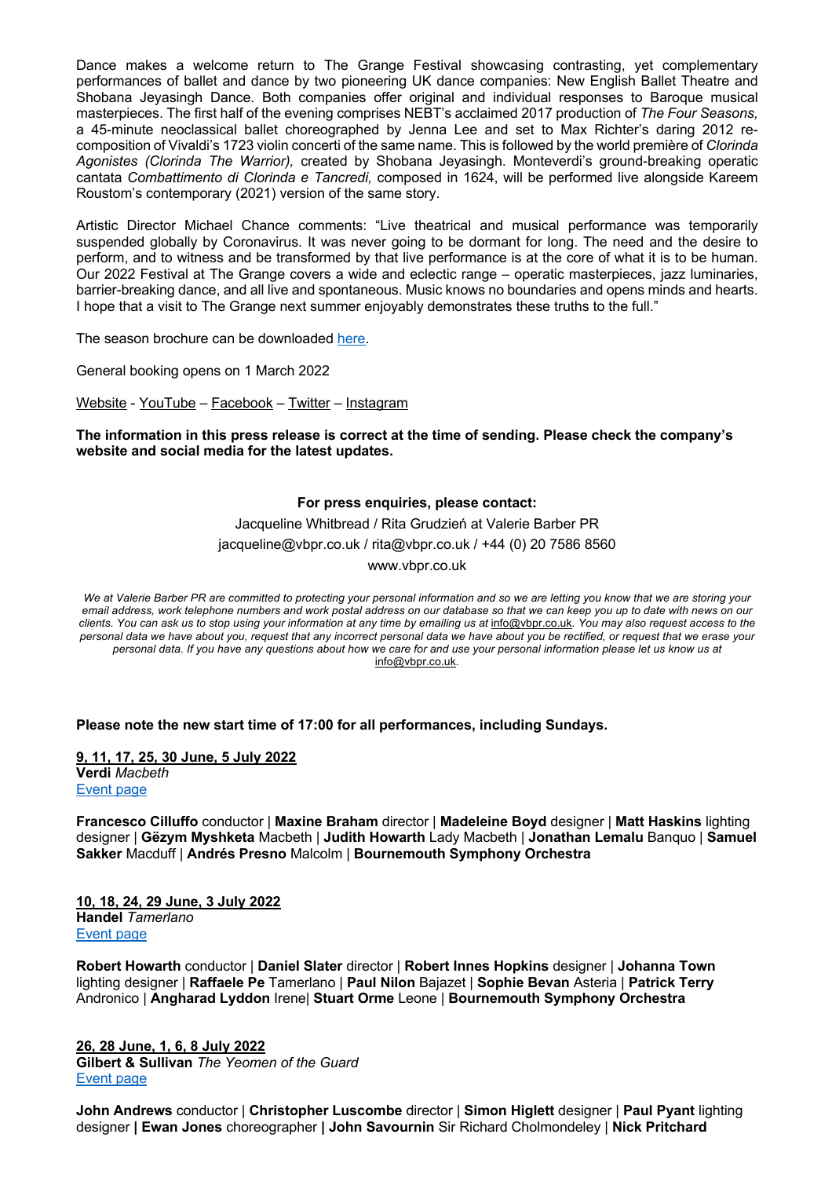Dance makes a welcome return to The Grange Festival showcasing contrasting, yet complementary performances of ballet and dance by two pioneering UK dance companies: New English Ballet Theatre and Shobana Jeyasingh Dance. Both companies offer original and individual responses to Baroque musical masterpieces. The first half of the evening comprises NEBT's acclaimed 2017 production of *The Four Seasons,* a 45-minute neoclassical ballet choreographed by Jenna Lee and set to Max Richter's daring 2012 re-composition of Vivaldi's 1723 violin concerti of the same name. This is followed by the world première of *Clorinda Agonistes (Clorinda The Warrior),* created by Shobana Jeyasingh. Monteverdi's ground-breaking operatic cantata *Combattimento di Clorinda e Tancredi,* composed in 1624, will be performed live alongside Kareem Roustom's contemporary (2021) version of the same story.

Artistic Director Michael Chance comments: "Live theatrical and musical performance was temporarily suspended globally by Coronavirus. It was never going to be dormant for long. The need and the desire to perform, and to witness and be transformed by that live performance is at the core of what it is to be human. Our 2022 Festival at The Grange covers a wide and eclectic range – operatic masterpieces, jazz luminaries, barrier-breaking dance, and all live and spontaneous. Music knows no boundaries and opens minds and hearts. I hope that a visit to The Grange next summer enjoyably demonstrates these truths to the full."

The season brochure can be downloaded here.

General booking opens on 1 March 2022

Website - YouTube – Facebook – Twitter – Instagram

**The information in this press release is correct at the time of sending. Please check the company's website and social media for the latest updates.**

**For press enquiries, please contact:**

Jacqueline Whitbread / Rita Grudzień at Valerie Barber PR

jacqueline@vbpr.co.uk / rita@vbpr.co.uk / +44 (0) 20 7586 8560

www.vbpr.co.uk

*We at Valerie Barber PR are committed to protecting your personal information and so we are letting you know that we are storing your email address, work telephone numbers and work postal address on our database so that we can keep you up to date with news on our clients. You can ask us to stop using your information at any time by emailing us at info@vbpr.co.uk. You may also request access to the personal data we have about you, request that any incorrect personal data we have about you be rectified, or request that we erase your personal data. If you have any questions about how we care for and use your personal information please let us know us at info@vbpr.co.uk.*

**Please note the new start time of 17:00 for all performances, including Sundays.**

**9, 11, 17, 25, 30 June, 5 July 2022**
**Verdi** *Macbeth*
Event page

**Francesco Cilluffo** conductor | **Maxine Braham** director | **Madeleine Boyd** designer | **Matt Haskins** lighting designer | **Gëzym Myshketa** Macbeth | **Judith Howarth** Lady Macbeth | **Jonathan Lemalu** Banquo | **Samuel Sakker** Macduff | **Andrés Presno** Malcolm | **Bournemouth Symphony Orchestra**

**10, 18, 24, 29 June, 3 July 2022**
**Handel** *Tamerlano*
Event page

**Robert Howarth** conductor | **Daniel Slater** director | **Robert Innes Hopkins** designer | **Johanna Town** lighting designer | **Raffaele Pe** Tamerlano | **Paul Nilon** Bajazet | **Sophie Bevan** Asteria | **Patrick Terry** Andronico | **Angharad Lyddon** Irene| **Stuart Orme** Leone | **Bournemouth Symphony Orchestra**

**26, 28 June, 1, 6, 8 July 2022**
**Gilbert & Sullivan** *The Yeomen of the Guard*
Event page

**John Andrews** conductor | **Christopher Luscombe** director | **Simon Higlett** designer | **Paul Pyant** lighting designer **| Ewan Jones** choreographer **| John Savournin** Sir Richard Cholmondeley | **Nick Pritchard**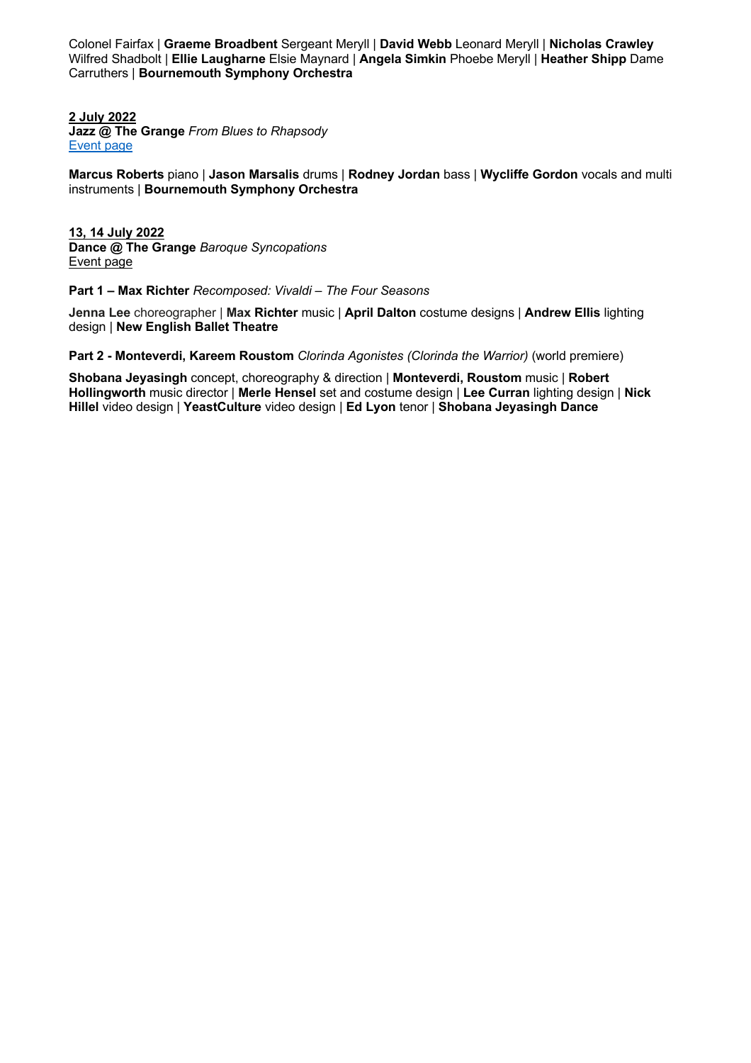Colonel Fairfax | **Graeme Broadbent** Sergeant Meryll | **David Webb** Leonard Meryll | **Nicholas Crawley** Wilfred Shadbolt | **Ellie Laugharne** Elsie Maynard | **Angela Simkin** Phoebe Meryll | **Heather Shipp** Dame Carruthers | **Bournemouth Symphony Orchestra**

**2 July 2022**
**Jazz @ The Grange** *From Blues to Rhapsody*
Event page

**Marcus Roberts** piano | **Jason Marsalis** drums | **Rodney Jordan** bass | **Wycliffe Gordon** vocals and multi instruments | **Bournemouth Symphony Orchestra**

**13, 14 July 2022**
**Dance @ The Grange** *Baroque Syncopations*
Event page

**Part 1 – Max Richter** *Recomposed: Vivaldi – The Four Seasons*

**Jenna Lee** choreographer | **Max Richter** music | **April Dalton** costume designs | **Andrew Ellis** lighting design | **New English Ballet Theatre**

**Part 2 - Monteverdi, Kareem Roustom** *Clorinda Agonistes (Clorinda the Warrior)* (world premiere)

**Shobana Jeyasingh** concept, choreography & direction | **Monteverdi, Roustom** music | **Robert Hollingworth** music director | **Merle Hensel** set and costume design | **Lee Curran** lighting design | **Nick Hillel** video design | **YeastCulture** video design | **Ed Lyon** tenor | **Shobana Jeyasingh Dance**